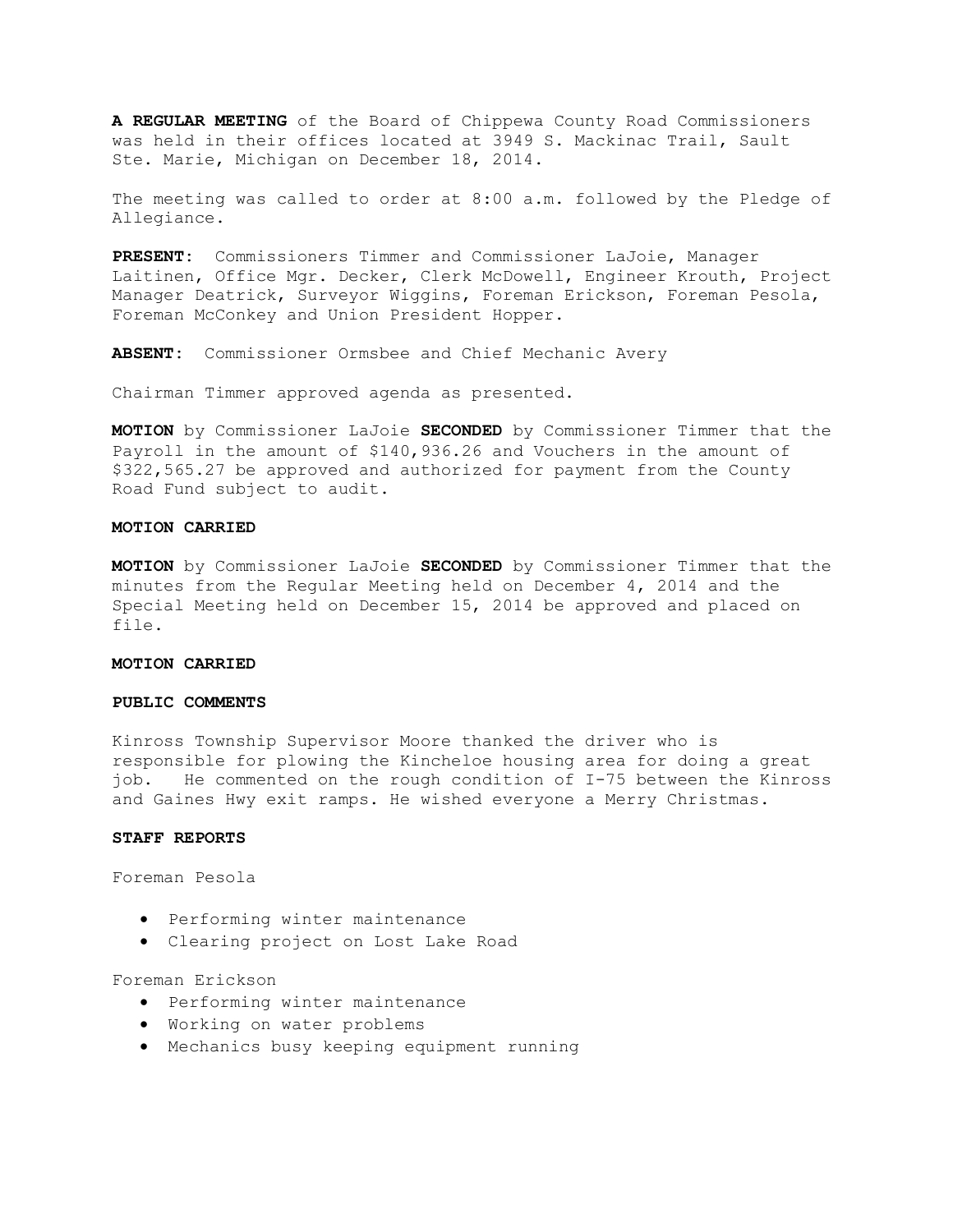**A REGULAR MEETING** of the Board of Chippewa County Road Commissioners was held in their offices located at 3949 S. Mackinac Trail, Sault Ste. Marie, Michigan on December 18, 2014.

The meeting was called to order at 8:00 a.m. followed by the Pledge of Allegiance.

**PRESENT:** Commissioners Timmer and Commissioner LaJoie, Manager Laitinen, Office Mgr. Decker, Clerk McDowell, Engineer Krouth, Project Manager Deatrick, Surveyor Wiggins, Foreman Erickson, Foreman Pesola, Foreman McConkey and Union President Hopper.

**ABSENT:** Commissioner Ormsbee and Chief Mechanic Avery

Chairman Timmer approved agenda as presented.

**MOTION** by Commissioner LaJoie **SECONDED** by Commissioner Timmer that the Payroll in the amount of $140,936.26 and Vouchers in the amount of $322,565.27 be approved and authorized for payment from the County Road Fund subject to audit.

**MOTION CARRIED**

**MOTION** by Commissioner LaJoie **SECONDED** by Commissioner Timmer that the minutes from the Regular Meeting held on December 4, 2014 and the Special Meeting held on December 15, 2014 be approved and placed on file.

**MOTION CARRIED**

**PUBLIC COMMENTS**

Kinross Township Supervisor Moore thanked the driver who is responsible for plowing the Kincheloe housing area for doing a great job. He commented on the rough condition of I-75 between the Kinross and Gaines Hwy exit ramps. He wished everyone a Merry Christmas.

**STAFF REPORTS**

Foreman Pesola

- Performing winter maintenance
- Clearing project on Lost Lake Road

Foreman Erickson

- Performing winter maintenance
- Working on water problems
- Mechanics busy keeping equipment running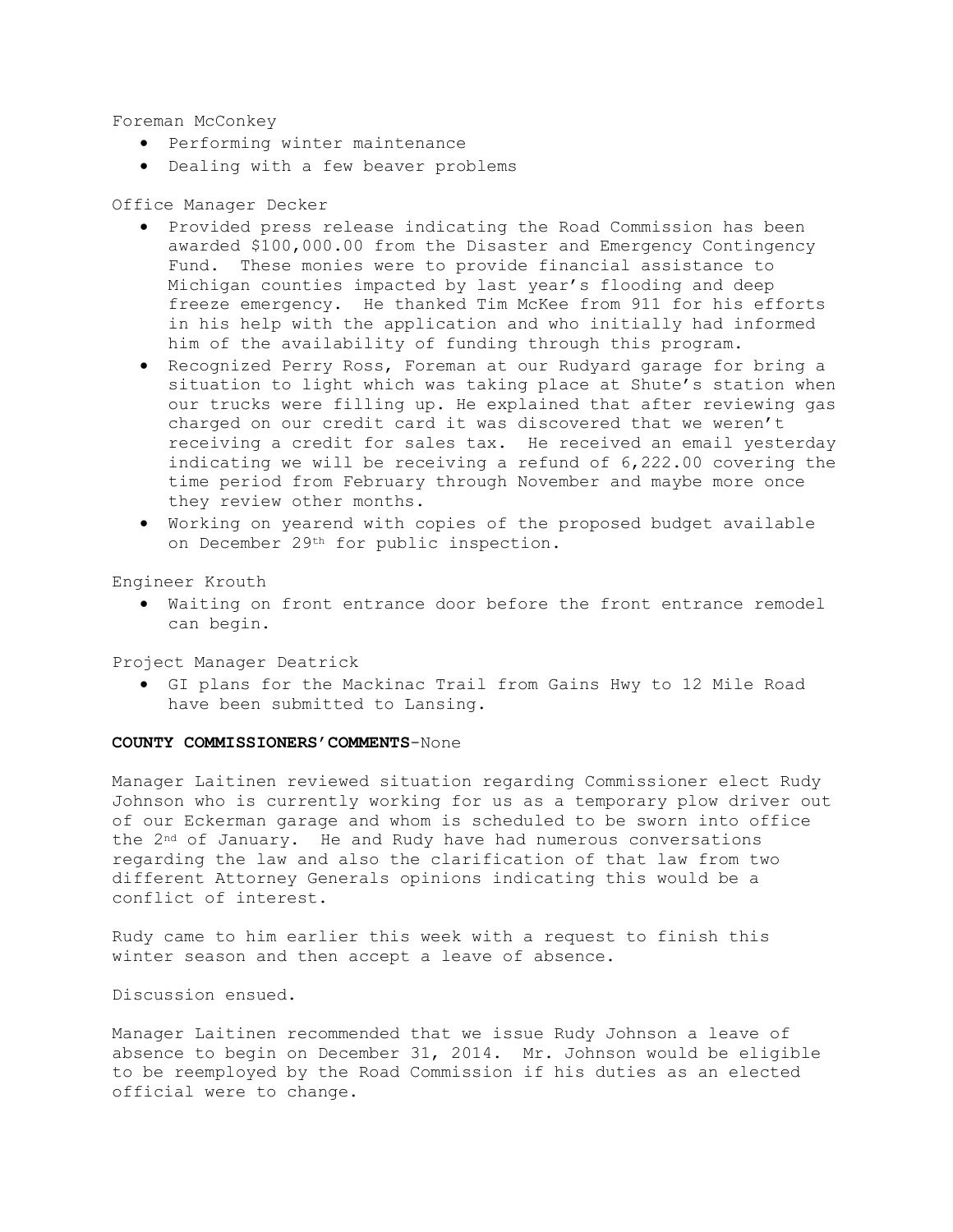Foreman McConkey

- Performing winter maintenance
- Dealing with a few beaver problems

Office Manager Decker

- Provided press release indicating the Road Commission has been awarded $100,000.00 from the Disaster and Emergency Contingency Fund. These monies were to provide financial assistance to Michigan counties impacted by last year's flooding and deep freeze emergency. He thanked Tim McKee from 911 for his efforts in his help with the application and who initially had informed him of the availability of funding through this program.
- Recognized Perry Ross, Foreman at our Rudyard garage for bring a situation to light which was taking place at Shute's station when our trucks were filling up. He explained that after reviewing gas charged on our credit card it was discovered that we weren't receiving a credit for sales tax. He received an email yesterday indicating we will be receiving a refund of 6,222.00 covering the time period from February through November and maybe more once they review other months.
- Working on yearend with copies of the proposed budget available on December 29th for public inspection.

Engineer Krouth

- Waiting on front entrance door before the front entrance remodel can begin.

Project Manager Deatrick

- GI plans for the Mackinac Trail from Gains Hwy to 12 Mile Road have been submitted to Lansing.

**COUNTY COMMISSIONERS' COMMENTS**-None

Manager Laitinen reviewed situation regarding Commissioner elect Rudy Johnson who is currently working for us as a temporary plow driver out of our Eckerman garage and whom is scheduled to be sworn into office the 2nd of January. He and Rudy have had numerous conversations regarding the law and also the clarification of that law from two different Attorney Generals opinions indicating this would be a conflict of interest.

Rudy came to him earlier this week with a request to finish this winter season and then accept a leave of absence.

Discussion ensued.

Manager Laitinen recommended that we issue Rudy Johnson a leave of absence to begin on December 31, 2014. Mr. Johnson would be eligible to be reemployed by the Road Commission if his duties as an elected official were to change.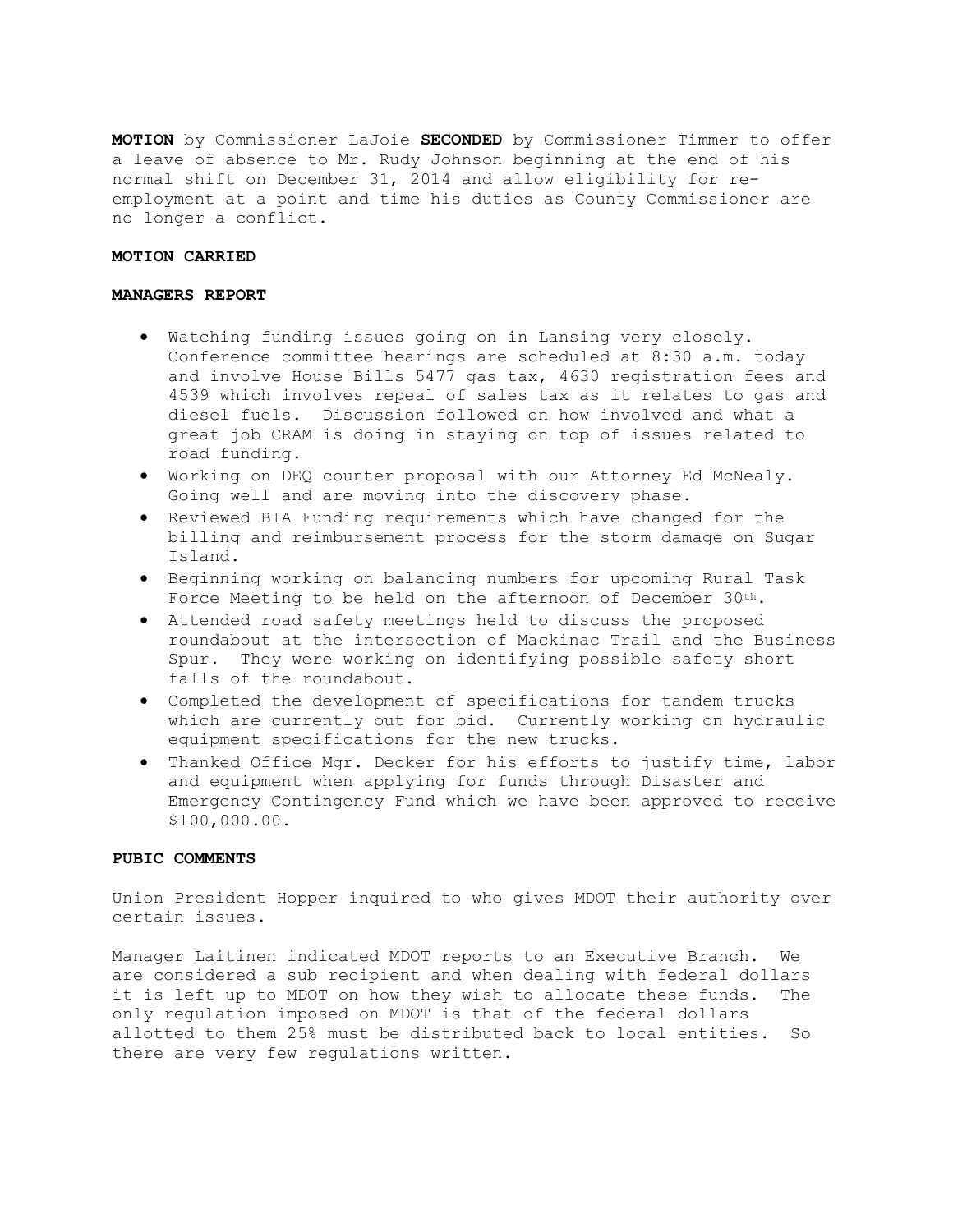**MOTION** by Commissioner LaJoie **SECONDED** by Commissioner Timmer to offer a leave of absence to Mr. Rudy Johnson beginning at the end of his normal shift on December 31, 2014 and allow eligibility for re-employment at a point and time his duties as County Commissioner are no longer a conflict.

**MOTION CARRIED**

**MANAGERS REPORT**

- Watching funding issues going on in Lansing very closely. Conference committee hearings are scheduled at 8:30 a.m. today and involve House Bills 5477 gas tax, 4630 registration fees and 4539 which involves repeal of sales tax as it relates to gas and diesel fuels. Discussion followed on how involved and what a great job CRAM is doing in staying on top of issues related to road funding.
- Working on DEQ counter proposal with our Attorney Ed McNealy. Going well and are moving into the discovery phase.
- Reviewed BIA Funding requirements which have changed for the billing and reimbursement process for the storm damage on Sugar Island.
- Beginning working on balancing numbers for upcoming Rural Task Force Meeting to be held on the afternoon of December 30th.
- Attended road safety meetings held to discuss the proposed roundabout at the intersection of Mackinac Trail and the Business Spur. They were working on identifying possible safety short falls of the roundabout.
- Completed the development of specifications for tandem trucks which are currently out for bid. Currently working on hydraulic equipment specifications for the new trucks.
- Thanked Office Mgr. Decker for his efforts to justify time, labor and equipment when applying for funds through Disaster and Emergency Contingency Fund which we have been approved to receive $100,000.00.

**PUBIC COMMENTS**

Union President Hopper inquired to who gives MDOT their authority over certain issues.

Manager Laitinen indicated MDOT reports to an Executive Branch. We are considered a sub recipient and when dealing with federal dollars it is left up to MDOT on how they wish to allocate these funds. The only regulation imposed on MDOT is that of the federal dollars allotted to them 25% must be distributed back to local entities. So there are very few regulations written.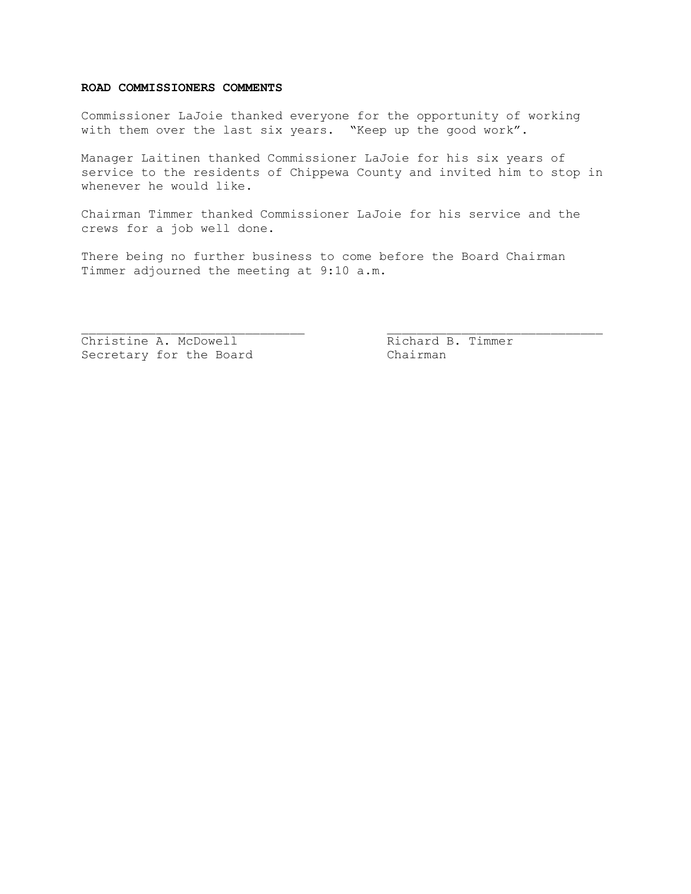**ROAD COMMISSIONERS COMMENTS**

Commissioner LaJoie thanked everyone for the opportunity of working with them over the last six years. "Keep up the good work".

Manager Laitinen thanked Commissioner LaJoie for his six years of service to the residents of Chippewa County and invited him to stop in whenever he would like.

Chairman Timmer thanked Commissioner LaJoie for his service and the crews for a job well done.

There being no further business to come before the Board Chairman Timmer adjourned the meeting at 9:10 a.m.

______________________________
Christine A. McDowell
Secretary for the Board

______________________________
Richard B. Timmer
Chairman